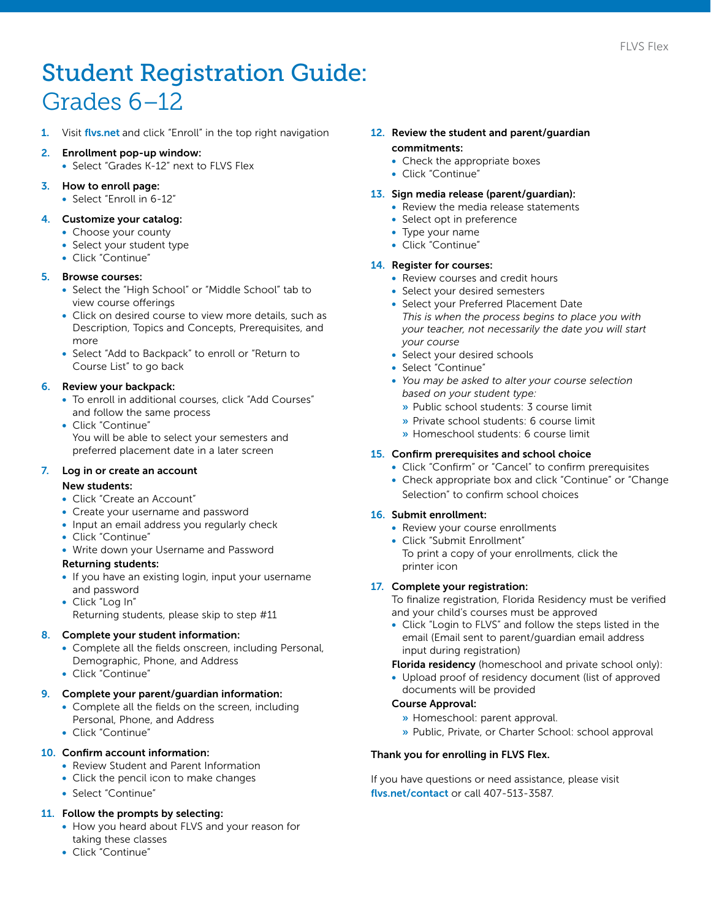# Student Registration Guide: Grades 6–12

1. Visit **flvs.net** and click "Enroll" in the top right navigation

2. **Enrollment pop-up window:**
   - Select "Grades K-12" next to FLVS Flex

3. **How to enroll page:**
   - Select "Enroll in 6-12"

4. **Customize your catalog:**
   - Choose your county
   - Select your student type
   - Click "Continue"

5. **Browse courses:**
   - Select the "High School" or "Middle School" tab to view course offerings
   - Click on desired course to view more details, such as Description, Topics and Concepts, Prerequisites, and more
   - Select "Add to Backpack" to enroll or "Return to Course List" to go back

6. **Review your backpack:**
   - To enroll in additional courses, click "Add Courses" and follow the same process
   - Click "Continue"
     You will be able to select your semesters and preferred placement date in a later screen

7. **Log in or create an account**

   **New students:**
   - Click "Create an Account"
   - Create your username and password
   - Input an email address you regularly check
   - Click "Continue"
   - Write down your Username and Password

   **Returning students:**
   - If you have an existing login, input your username and password
   - Click "Log In"
     Returning students, please skip to step #11

8. **Complete your student information:**
   - Complete all the fields onscreen, including Personal, Demographic, Phone, and Address
   - Click "Continue"

9. **Complete your parent/guardian information:**
   - Complete all the fields on the screen, including Personal, Phone, and Address
   - Click "Continue"

10. **Confirm account information:**
    - Review Student and Parent Information
    - Click the pencil icon to make changes
    - Select "Continue"

11. **Follow the prompts by selecting:**
    - How you heard about FLVS and your reason for taking these classes
    - Click "Continue"

12. **Review the student and parent/guardian commitments:**
    - Check the appropriate boxes
    - Click "Continue"

13. **Sign media release (parent/guardian):**
    - Review the media release statements
    - Select opt in preference
    - Type your name
    - Click "Continue"

14. **Register for courses:**
    - Review courses and credit hours
    - Select your desired semesters
    - Select your Preferred Placement Date
      *This is when the process begins to place you with your teacher, not necessarily the date you will start your course*
    - Select your desired schools
    - Select "Continue"
    - *You may be asked to alter your course selection based on your student type:*
      - Public school students: 3 course limit
      - Private school students: 6 course limit
      - Homeschool students: 6 course limit

15. **Confirm prerequisites and school choice**
    - Click "Confirm" or "Cancel" to confirm prerequisites
    - Check appropriate box and click "Continue" or "Change Selection" to confirm school choices

16. **Submit enrollment:**
    - Review your course enrollments
    - Click "Submit Enrollment"
      To print a copy of your enrollments, click the printer icon

17. **Complete your registration:**
    To finalize registration, Florida Residency must be verified and your child's courses must be approved
    - Click "Login to FLVS" and follow the steps listed in the email (Email sent to parent/guardian email address input during registration)

    **Florida residency** (homeschool and private school only):
    - Upload proof of residency document (list of approved documents will be provided

    **Course Approval:**
      - Homeschool: parent approval.
      - Public, Private, or Charter School: school approval

**Thank you for enrolling in FLVS Flex.**

If you have questions or need assistance, please visit **flvs.net/contact** or call 407-513-3587.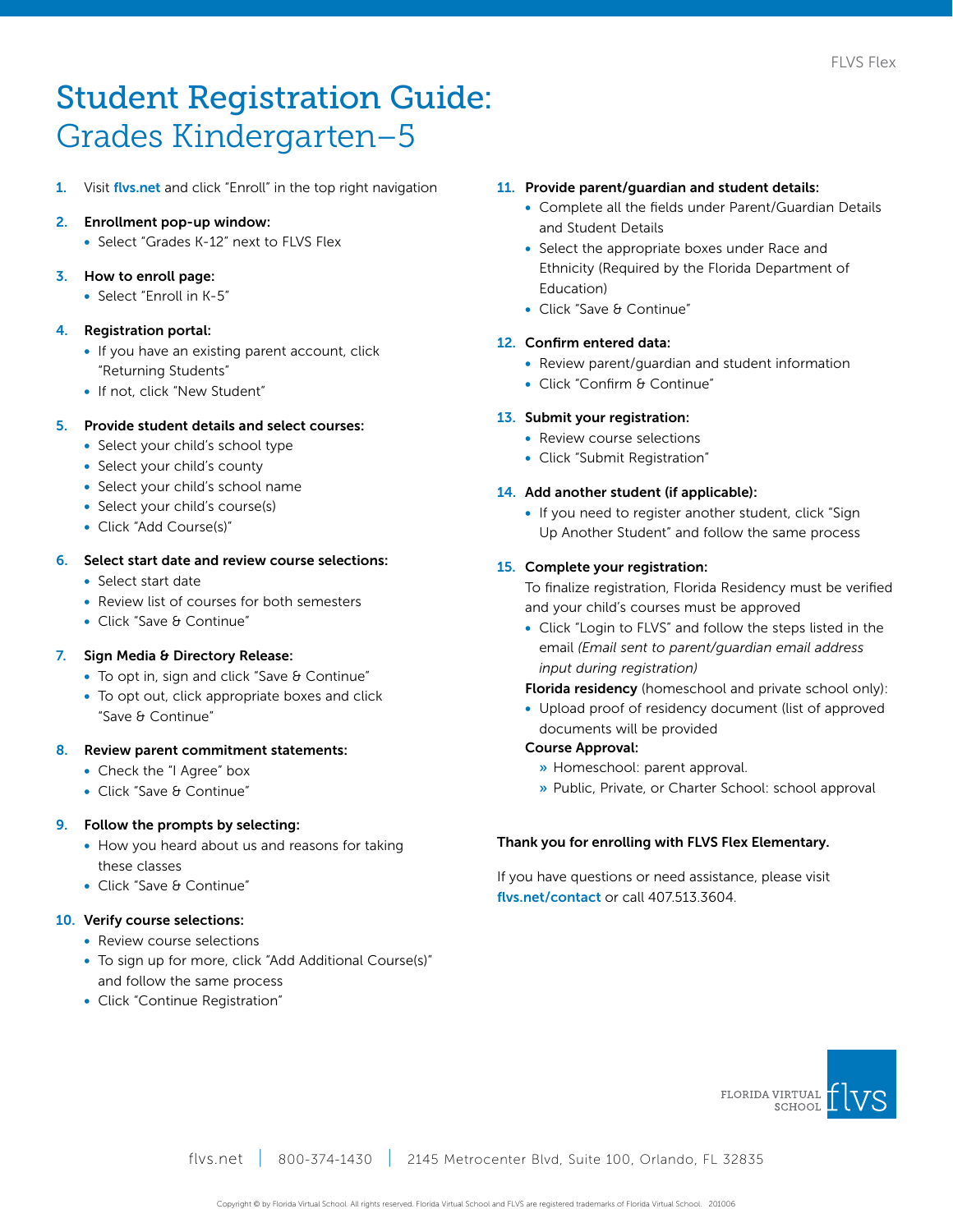FLVS Flex

# Student Registration Guide: Grades Kindergarten–5

1. Visit **flvs.net** and click "Enroll" in the top right navigation

2. **Enrollment pop-up window:**
   - Select "Grades K-12" next to FLVS Flex

3. **How to enroll page:**
   - Select "Enroll in K-5"

4. **Registration portal:**
   - If you have an existing parent account, click "Returning Students"
   - If not, click "New Student"

5. **Provide student details and select courses:**
   - Select your child's school type
   - Select your child's county
   - Select your child's school name
   - Select your child's course(s)
   - Click "Add Course(s)"

6. **Select start date and review course selections:**
   - Select start date
   - Review list of courses for both semesters
   - Click "Save & Continue"

7. **Sign Media & Directory Release:**
   - To opt in, sign and click "Save & Continue"
   - To opt out, click appropriate boxes and click "Save & Continue"

8. **Review parent commitment statements:**
   - Check the "I Agree" box
   - Click "Save & Continue"

9. **Follow the prompts by selecting:**
   - How you heard about us and reasons for taking these classes
   - Click "Save & Continue"

10. **Verify course selections:**
    - Review course selections
    - To sign up for more, click "Add Additional Course(s)" and follow the same process
    - Click "Continue Registration"

11. **Provide parent/guardian and student details:**
    - Complete all the fields under Parent/Guardian Details and Student Details
    - Select the appropriate boxes under Race and Ethnicity (Required by the Florida Department of Education)
    - Click "Save & Continue"

12. **Confirm entered data:**
    - Review parent/guardian and student information
    - Click "Confirm & Continue"

13. **Submit your registration:**
    - Review course selections
    - Click "Submit Registration"

14. **Add another student (if applicable):**
    - If you need to register another student, click "Sign Up Another Student" and follow the same process

15. **Complete your registration:**

    To finalize registration, Florida Residency must be verified and your child's courses must be approved

    - Click "Login to FLVS" and follow the steps listed in the email *(Email sent to parent/guardian email address input during registration)*

    **Florida residency** (homeschool and private school only):

    - Upload proof of residency document (list of approved documents will be provided

    **Course Approval:**

    » Homeschool: parent approval.

    » Public, Private, or Charter School: school approval

**Thank you for enrolling with FLVS Flex Elementary.**

If you have questions or need assistance, please visit **flvs.net/contact** or call 407.513.3604.

FLORIDA VIRTUAL SCHOOL flvs

flvs.net | 800-374-1430 | 2145 Metrocenter Blvd, Suite 100, Orlando, FL 32835

Copyright © by Florida Virtual School. All rights reserved. Florida Virtual School and FLVS are registered trademarks of Florida Virtual School. 201006